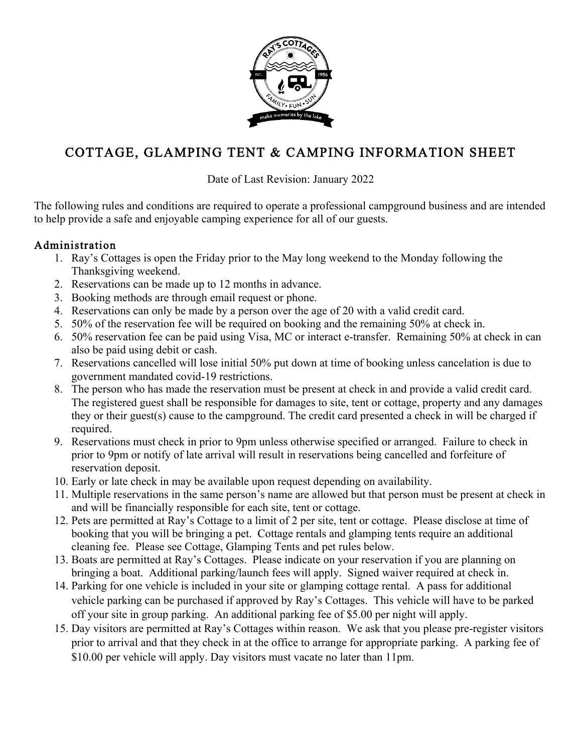# COTTAGE, GLAMPING TENT & CAMPING INFORMATION SHEET

Date of Last Revision: January 2022

The following rules and conditions are required to operate a professional campground business and are intended to help provide a safe and enjoyable camping experience for all of our guests.

## Administration

1. Ray's Cottages is open the Friday prior to the May long weekend to the Monday following the Thanksgiving weekend.
2. Reservations can be made up to 12 months in advance.
3. Booking methods are through email request or phone.
4. Reservations can only be made by a person over the age of 20 with a valid credit card.
5. 50% of the reservation fee will be required on booking and the remaining 50% at check in.
6. 50% reservation fee can be paid using Visa, MC or interact e-transfer. Remaining 50% at check in can also be paid using debit or cash.
7. Reservations cancelled will lose initial 50% put down at time of booking unless cancelation is due to government mandated covid-19 restrictions.
8. The person who has made the reservation must be present at check in and provide a valid credit card. The registered guest shall be responsible for damages to site, tent or cottage, property and any damages they or their guest(s) cause to the campground. The credit card presented a check in will be charged if required.
9. Reservations must check in prior to 9pm unless otherwise specified or arranged. Failure to check in prior to 9pm or notify of late arrival will result in reservations being cancelled and forfeiture of reservation deposit.
10. Early or late check in may be available upon request depending on availability.
11. Multiple reservations in the same person's name are allowed but that person must be present at check in and will be financially responsible for each site, tent or cottage.
12. Pets are permitted at Ray's Cottage to a limit of 2 per site, tent or cottage. Please disclose at time of booking that you will be bringing a pet. Cottage rentals and glamping tents require an additional cleaning fee. Please see Cottage, Glamping Tents and pet rules below.
13. Boats are permitted at Ray's Cottages. Please indicate on your reservation if you are planning on bringing a boat. Additional parking/launch fees will apply. Signed waiver required at check in.
14. Parking for one vehicle is included in your site or glamping cottage rental. A pass for additional vehicle parking can be purchased if approved by Ray's Cottages. This vehicle will have to be parked off your site in group parking. An additional parking fee of $5.00 per night will apply.
15. Day visitors are permitted at Ray's Cottages within reason. We ask that you please pre-register visitors prior to arrival and that they check in at the office to arrange for appropriate parking. A parking fee of $10.00 per vehicle will apply. Day visitors must vacate no later than 11pm.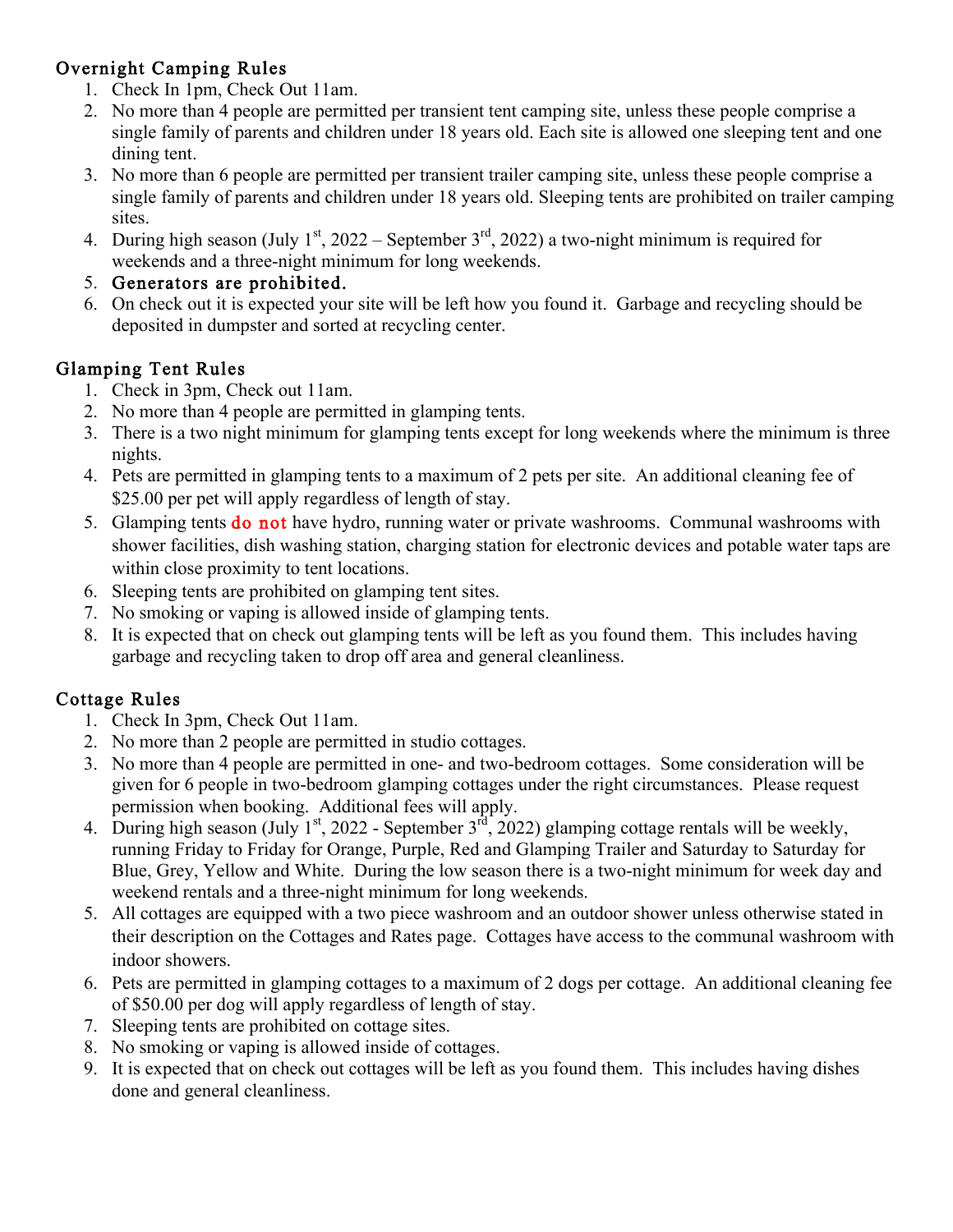## Overnight Camping Rules

1. Check In 1pm, Check Out 11am.
2. No more than 4 people are permitted per transient tent camping site, unless these people comprise a single family of parents and children under 18 years old. Each site is allowed one sleeping tent and one dining tent.
3. No more than 6 people are permitted per transient trailer camping site, unless these people comprise a single family of parents and children under 18 years old. Sleeping tents are prohibited on trailer camping sites.
4. During high season (July 1st, 2022 – September 3rd, 2022) a two-night minimum is required for weekends and a three-night minimum for long weekends.
5. **Generators are prohibited.**
6. On check out it is expected your site will be left how you found it. Garbage and recycling should be deposited in dumpster and sorted at recycling center.

## Glamping Tent Rules

1. Check in 3pm, Check out 11am.
2. No more than 4 people are permitted in glamping tents.
3. There is a two night minimum for glamping tents except for long weekends where the minimum is three nights.
4. Pets are permitted in glamping tents to a maximum of 2 pets per site. An additional cleaning fee of $25.00 per pet will apply regardless of length of stay.
5. Glamping tents **do not** have hydro, running water or private washrooms. Communal washrooms with shower facilities, dish washing station, charging station for electronic devices and potable water taps are within close proximity to tent locations.
6. Sleeping tents are prohibited on glamping tent sites.
7. No smoking or vaping is allowed inside of glamping tents.
8. It is expected that on check out glamping tents will be left as you found them. This includes having garbage and recycling taken to drop off area and general cleanliness.

## Cottage Rules

1. Check In 3pm, Check Out 11am.
2. No more than 2 people are permitted in studio cottages.
3. No more than 4 people are permitted in one- and two-bedroom cottages. Some consideration will be given for 6 people in two-bedroom glamping cottages under the right circumstances. Please request permission when booking. Additional fees will apply.
4. During high season (July 1st, 2022 - September 3rd, 2022) glamping cottage rentals will be weekly, running Friday to Friday for Orange, Purple, Red and Glamping Trailer and Saturday to Saturday for Blue, Grey, Yellow and White. During the low season there is a two-night minimum for week day and weekend rentals and a three-night minimum for long weekends.
5. All cottages are equipped with a two piece washroom and an outdoor shower unless otherwise stated in their description on the Cottages and Rates page. Cottages have access to the communal washroom with indoor showers.
6. Pets are permitted in glamping cottages to a maximum of 2 dogs per cottage. An additional cleaning fee of $50.00 per dog will apply regardless of length of stay.
7. Sleeping tents are prohibited on cottage sites.
8. No smoking or vaping is allowed inside of cottages.
9. It is expected that on check out cottages will be left as you found them. This includes having dishes done and general cleanliness.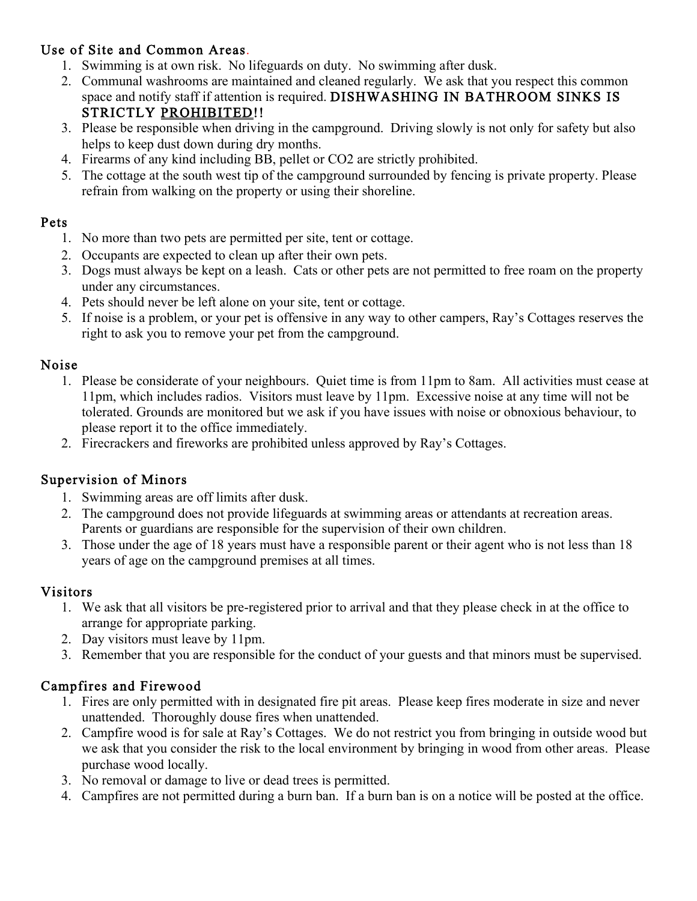## Use of Site and Common Areas.

1. Swimming is at own risk. No lifeguards on duty. No swimming after dusk.
2. Communal washrooms are maintained and cleaned regularly. We ask that you respect this common space and notify staff if attention is required. DISHWASHING IN BATHROOM SINKS IS STRICTLY <u>PROHIBITED</u>!!
3. Please be responsible when driving in the campground. Driving slowly is not only for safety but also helps to keep dust down during dry months.
4. Firearms of any kind including BB, pellet or CO2 are strictly prohibited.
5. The cottage at the south west tip of the campground surrounded by fencing is private property. Please refrain from walking on the property or using their shoreline.

## Pets

1. No more than two pets are permitted per site, tent or cottage.
2. Occupants are expected to clean up after their own pets.
3. Dogs must always be kept on a leash. Cats or other pets are not permitted to free roam on the property under any circumstances.
4. Pets should never be left alone on your site, tent or cottage.
5. If noise is a problem, or your pet is offensive in any way to other campers, Ray's Cottages reserves the right to ask you to remove your pet from the campground.

## Noise

1. Please be considerate of your neighbours. Quiet time is from 11pm to 8am. All activities must cease at 11pm, which includes radios. Visitors must leave by 11pm. Excessive noise at any time will not be tolerated. Grounds are monitored but we ask if you have issues with noise or obnoxious behaviour, to please report it to the office immediately.
2. Firecrackers and fireworks are prohibited unless approved by Ray's Cottages.

## Supervision of Minors

1. Swimming areas are off limits after dusk.
2. The campground does not provide lifeguards at swimming areas or attendants at recreation areas. Parents or guardians are responsible for the supervision of their own children.
3. Those under the age of 18 years must have a responsible parent or their agent who is not less than 18 years of age on the campground premises at all times.

## Visitors

1. We ask that all visitors be pre-registered prior to arrival and that they please check in at the office to arrange for appropriate parking.
2. Day visitors must leave by 11pm.
3. Remember that you are responsible for the conduct of your guests and that minors must be supervised.

## Campfires and Firewood

1. Fires are only permitted with in designated fire pit areas. Please keep fires moderate in size and never unattended. Thoroughly douse fires when unattended.
2. Campfire wood is for sale at Ray's Cottages. We do not restrict you from bringing in outside wood but we ask that you consider the risk to the local environment by bringing in wood from other areas. Please purchase wood locally.
3. No removal or damage to live or dead trees is permitted.
4. Campfires are not permitted during a burn ban. If a burn ban is on a notice will be posted at the office.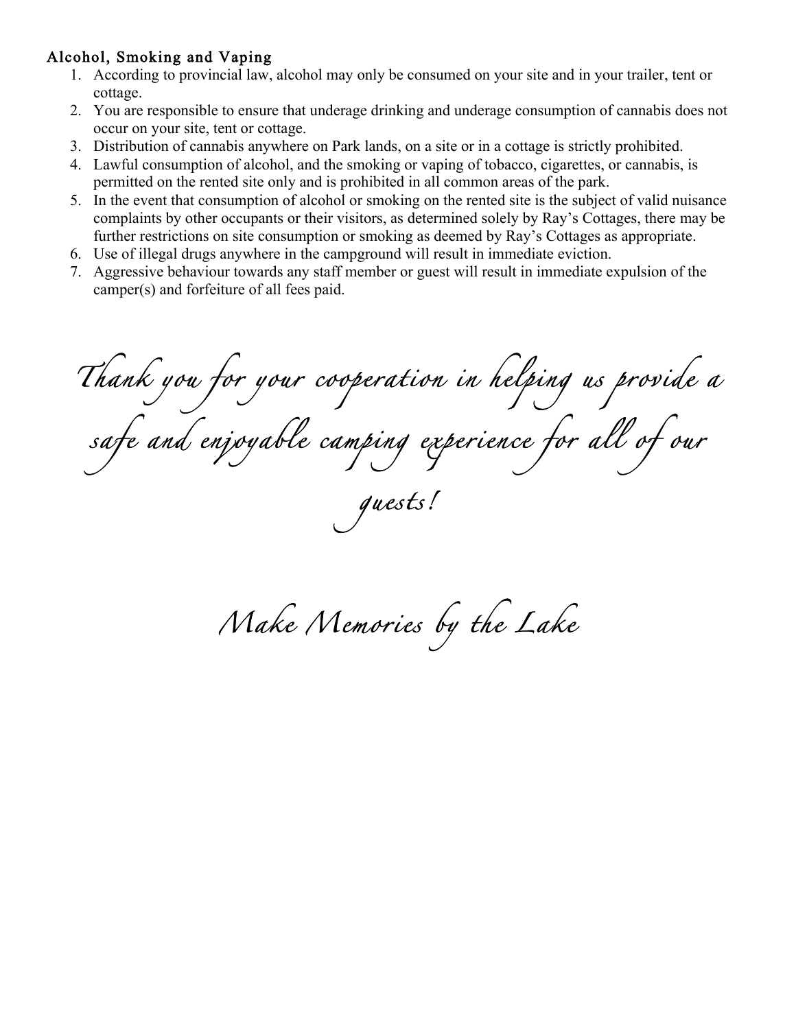## Alcohol, Smoking and Vaping

1. According to provincial law, alcohol may only be consumed on your site and in your trailer, tent or cottage.
2. You are responsible to ensure that underage drinking and underage consumption of cannabis does not occur on your site, tent or cottage.
3. Distribution of cannabis anywhere on Park lands, on a site or in a cottage is strictly prohibited.
4. Lawful consumption of alcohol, and the smoking or vaping of tobacco, cigarettes, or cannabis, is permitted on the rented site only and is prohibited in all common areas of the park.
5. In the event that consumption of alcohol or smoking on the rented site is the subject of valid nuisance complaints by other occupants or their visitors, as determined solely by Ray's Cottages, there may be further restrictions on site consumption or smoking as deemed by Ray's Cottages as appropriate.
6. Use of illegal drugs anywhere in the campground will result in immediate eviction.
7. Aggressive behaviour towards any staff member or guest will result in immediate expulsion of the camper(s) and forfeiture of all fees paid.

*Thank you for your cooperation in helping us provide a safe and enjoyable camping experience for all of our guests!*

*Make Memories by the Lake*